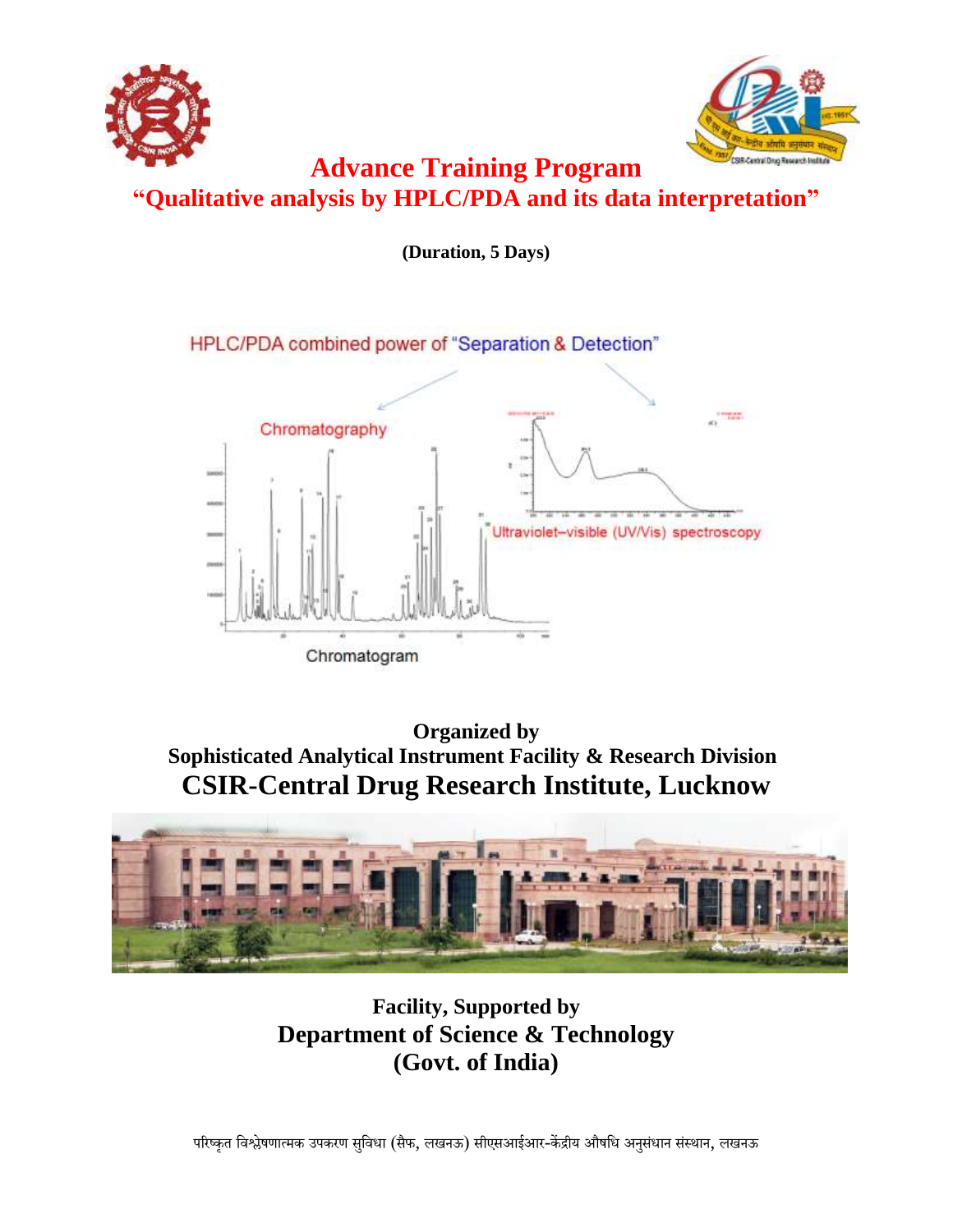# Advance Training Program

## "Qualitative analysis by HPLC/PDA and its data interpretation"

**(Duration, 5 Days)**

HPLC/PDA combined power of "Separation & Detection"

Chromatography

Ultraviolet–visible (UV/Vis) spectroscopy

Chromatogram

**Organized by**

**Sophisticated Analytical Instrument Facility & Research Division**

## CSIR-Central Drug Research Institute, Lucknow

**Facility, Supported by**

**Department of Science & Technology**

**(Govt. of India)**

परिष्कृत विश्लेषणात्मक उपकरण सुविधा (सैफ, लखनऊ) सीएसआईआर-केंद्रीय औषधि अनुसंधान संस्थान, लखनऊ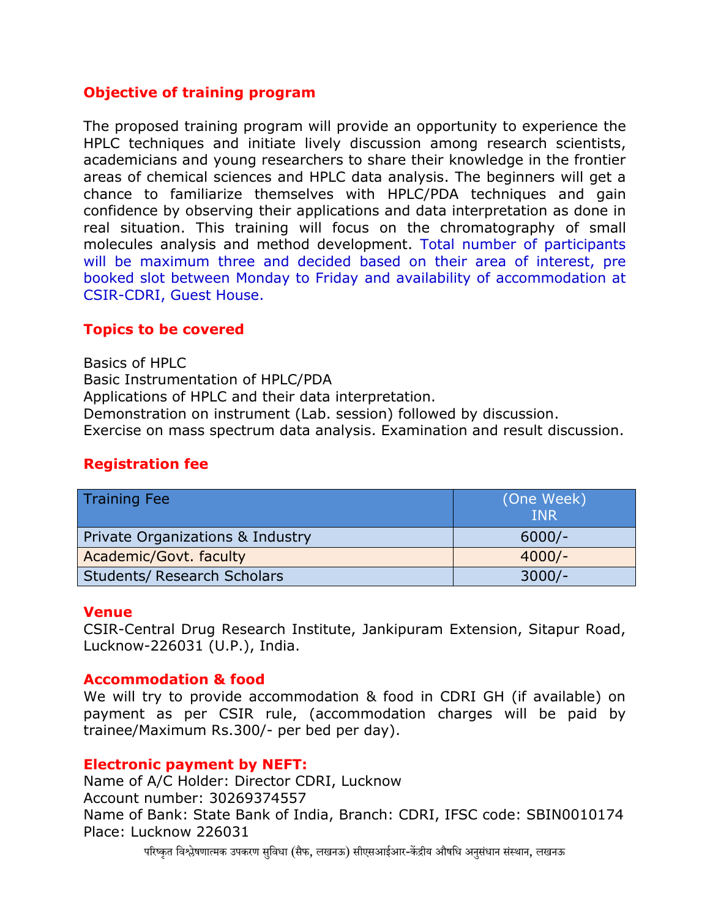## Objective of training program

The proposed training program will provide an opportunity to experience the HPLC techniques and initiate lively discussion among research scientists, academicians and young researchers to share their knowledge in the frontier areas of chemical sciences and HPLC data analysis. The beginners will get a chance to familiarize themselves with HPLC/PDA techniques and gain confidence by observing their applications and data interpretation as done in real situation. This training will focus on the chromatography of small molecules analysis and method development. Total number of participants will be maximum three and decided based on their area of interest, pre booked slot between Monday to Friday and availability of accommodation at CSIR-CDRI, Guest House.

## Topics to be covered

Basics of HPLC
Basic Instrumentation of HPLC/PDA
Applications of HPLC and their data interpretation.
Demonstration on instrument (Lab. session) followed by discussion.
Exercise on mass spectrum data analysis. Examination and result discussion.

## Registration fee

| Training Fee | (One Week) INR |
|---|---|
| Private Organizations & Industry | 6000/- |
| Academic/Govt. faculty | 4000/- |
| Students/ Research Scholars | 3000/- |

## Venue

CSIR-Central Drug Research Institute, Jankipuram Extension, Sitapur Road, Lucknow-226031 (U.P.), India.

## Accommodation & food

We will try to provide accommodation & food in CDRI GH (if available) on payment as per CSIR rule, (accommodation charges will be paid by trainee/Maximum Rs.300/- per bed per day).

## Electronic payment by NEFT:

Name of A/C Holder: Director CDRI, Lucknow
Account number: 30269374557
Name of Bank: State Bank of India, Branch: CDRI, IFSC code: SBIN0010174
Place: Lucknow 226031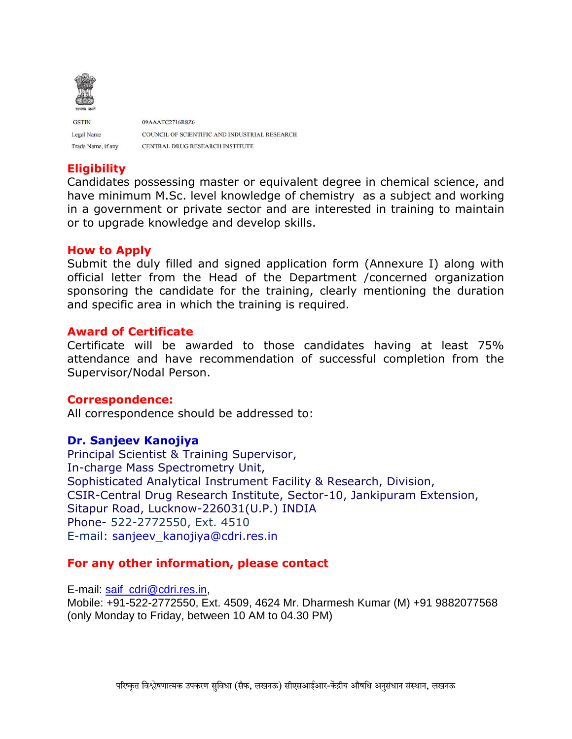| | |
|---|---|
| GSTIN | 09AAATC2716R8Z6 |
| Legal Name | COUNCIL OF SCIENTIFIC AND INDUSTRIAL RESEARCH |
| Trade Name, if any | CENTRAL DRUG RESEARCH INSTITUTE |

## Eligibility

Candidates possessing master or equivalent degree in chemical science, and have minimum M.Sc. level knowledge of chemistry as a subject and working in a government or private sector and are interested in training to maintain or to upgrade knowledge and develop skills.

## How to Apply

Submit the duly filled and signed application form (Annexure I) along with official letter from the Head of the Department /concerned organization sponsoring the candidate for the training, clearly mentioning the duration and specific area in which the training is required.

## Award of Certificate

Certificate will be awarded to those candidates having at least 75% attendance and have recommendation of successful completion from the Supervisor/Nodal Person.

## Correspondence:

All correspondence should be addressed to:

**Dr. Sanjeev Kanojiya**
Principal Scientist & Training Supervisor,
In-charge Mass Spectrometry Unit,
Sophisticated Analytical Instrument Facility & Research, Division,
CSIR-Central Drug Research Institute, Sector-10, Jankipuram Extension,
Sitapur Road, Lucknow-226031(U.P.) INDIA
Phone- 522-2772550, Ext. 4510
E-mail: sanjeev_kanojiya@cdri.res.in

## For any other information, please contact

E-mail: saif_cdri@cdri.res.in,
Mobile: +91-522-2772550, Ext. 4509, 4624 Mr. Dharmesh Kumar (M) +91 9882077568
(only Monday to Friday, between 10 AM to 04.30 PM)

परिष्कृत विश्लेषणात्मक उपकरण सुविधा (सैफ, लखनऊ) सीएसआईआर-केंद्रीय औषधि अनुसंधान संस्थान, लखनऊ